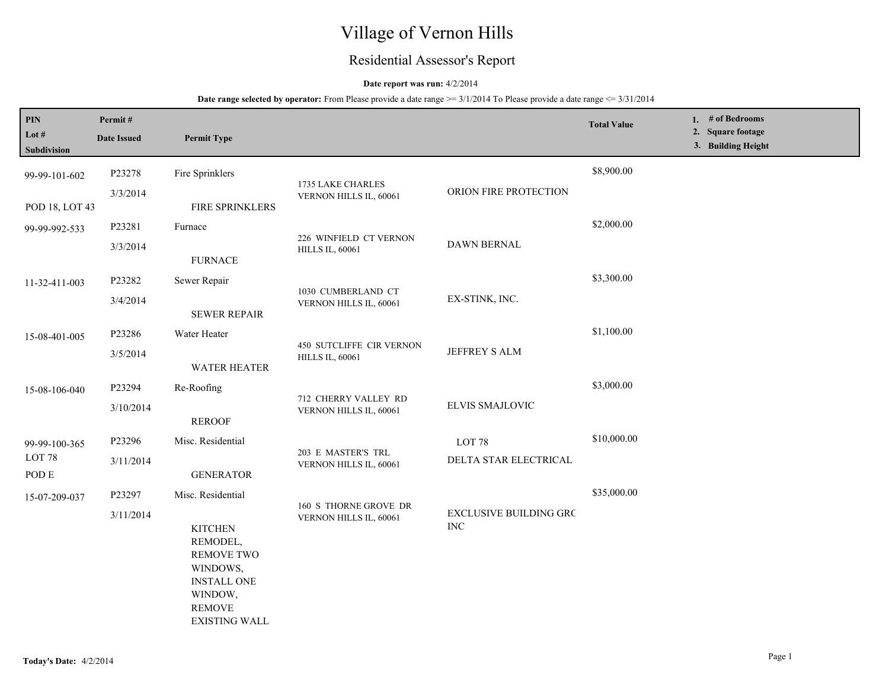# Village of Vernon Hills

## Residential Assessor's Report

**Date report was run:** 4/2/2014

**Date range selected by operator:** From Please provide a date range >= 3/1/2014 To Please provide a date range <= 3/31/2014

| PIN / Lot # / Subdivision | Permit # / Date Issued | Permit Type | Address | Contractor | Total Value | 1. # of Bedrooms 2. Square footage 3. Building Height |
|---|---|---|---|---|---|---|
| 99-99-101-602 POD 18, LOT 43 | P23278 3/3/2014 | Fire Sprinklers FIRE SPRINKLERS | 1735 LAKE CHARLES VERNON HILLS IL, 60061 | ORION FIRE PROTECTION | $8,900.00 | |
| 99-99-992-533 | P23281 3/3/2014 | Furnace FURNACE | 226 WINFIELD CT VERNON HILLS IL, 60061 | DAWN BERNAL | $2,000.00 | |
| 11-32-411-003 | P23282 3/4/2014 | Sewer Repair SEWER REPAIR | 1030 CUMBERLAND CT VERNON HILLS IL, 60061 | EX-STINK, INC. | $3,300.00 | |
| 15-08-401-005 | P23286 3/5/2014 | Water Heater WATER HEATER | 450 SUTCLIFFE CIR VERNON HILLS IL, 60061 | JEFFREY S ALM | $1,100.00 | |
| 15-08-106-040 | P23294 3/10/2014 | Re-Roofing REROOF | 712 CHERRY VALLEY RD VERNON HILLS IL, 60061 | ELVIS SMAJLOVIC | $3,000.00 | |
| 99-99-100-365 LOT 78 POD E | P23296 3/11/2014 | Misc. Residential GENERATOR | 203 E MASTER'S TRL VERNON HILLS IL, 60061 | LOT 78 DELTA STAR ELECTRICAL | $10,000.00 | |
| 15-07-209-037 | P23297 3/11/2014 | Misc. Residential KITCHEN REMODEL, REMOVE TWO WINDOWS, INSTALL ONE WINDOW, REMOVE EXISTING WALL | 160 S THORNE GROVE DR VERNON HILLS IL, 60061 | EXCLUSIVE BUILDING GRC INC | $35,000.00 | |

**Today's Date:** 4/2/2014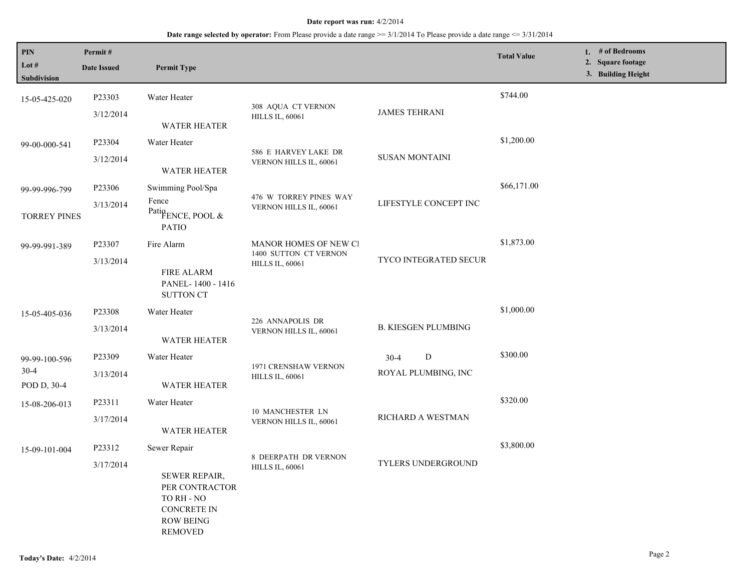**Date report was run:** 4/2/2014

**Date range selected by operator:** From Please provide a date range >= 3/1/2014 To Please provide a date range <= 3/31/2014

| PIN / Lot # / Subdivision | Permit # / Date Issued | Permit Type | | | Total Value | 1. # of Bedrooms 2. Square footage 3. Building Height |
|---|---|---|---|---|---|---|
| 15-05-425-020 | P23303 3/12/2014 | Water Heater WATER HEATER | 308 AQUA CT VERNON HILLS IL, 60061 | JAMES TEHRANI | $744.00 | |
| 99-00-000-541 | P23304 3/12/2014 | Water Heater WATER HEATER | 586 E HARVEY LAKE DR VERNON HILLS IL, 60061 | SUSAN MONTAINI | $1,200.00 | |
| 99-99-996-799 TORREY PINES | P23306 3/13/2014 | Swimming Pool/Spa Fence Patio FENCE, POOL & PATIO | 476 W TORREY PINES WAY VERNON HILLS IL, 60061 | LIFESTYLE CONCEPT INC | $66,171.00 | |
| 99-99-991-389 | P23307 3/13/2014 | Fire Alarm FIRE ALARM PANEL- 1400 - 1416 SUTTON CT | MANOR HOMES OF NEW CI 1400 SUTTON CT VERNON HILLS IL, 60061 | TYCO INTEGRATED SECUR | $1,873.00 | |
| 15-05-405-036 | P23308 3/13/2014 | Water Heater WATER HEATER | 226 ANNAPOLIS DR VERNON HILLS IL, 60061 | B. KIESGEN PLUMBING | $1,000.00 | |
| 99-99-100-596 30-4 POD D, 30-4 | P23309 3/13/2014 | Water Heater WATER HEATER | 1971 CRENSHAW VERNON HILLS IL, 60061 | 30-4 D ROYAL PLUMBING, INC | $300.00 | |
| 15-08-206-013 | P23311 3/17/2014 | Water Heater WATER HEATER | 10 MANCHESTER LN VERNON HILLS IL, 60061 | RICHARD A WESTMAN | $320.00 | |
| 15-09-101-004 | P23312 3/17/2014 | Sewer Repair SEWER REPAIR, PER CONTRACTOR TO RH - NO CONCRETE IN ROW BEING REMOVED | 8 DEERPATH DR VERNON HILLS IL, 60061 | TYLERS UNDERGROUND | $3,800.00 | |

**Today's Date:** 4/2/2014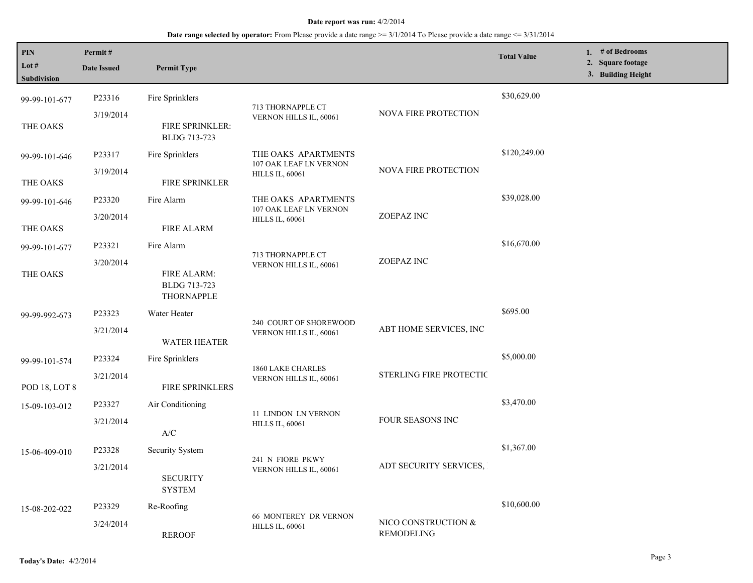**Date report was run:** 4/2/2014

**Date range selected by operator:** From Please provide a date range >= 3/1/2014 To Please provide a date range <= 3/31/2014

| PIN / Lot # / Subdivision | Permit # / Date Issued | Permit Type | | | Total Value | 1. # of Bedrooms 2. Square footage 3. Building Height |
|---|---|---|---|---|---|---|
| 99-99-101-677 THE OAKS | P23316 3/19/2014 | Fire Sprinklers FIRE SPRINKLER: BLDG 713-723 | 713 THORNAPPLE CT VERNON HILLS IL, 60061 | NOVA FIRE PROTECTION | $30,629.00 | |
| 99-99-101-646 THE OAKS | P23317 3/19/2014 | Fire Sprinklers FIRE SPRINKLER | THE OAKS APARTMENTS 107 OAK LEAF LN VERNON HILLS IL, 60061 | NOVA FIRE PROTECTION | $120,249.00 | |
| 99-99-101-646 THE OAKS | P23320 3/20/2014 | Fire Alarm FIRE ALARM | THE OAKS APARTMENTS 107 OAK LEAF LN VERNON HILLS IL, 60061 | ZOEPAZ INC | $39,028.00 | |
| 99-99-101-677 THE OAKS | P23321 3/20/2014 | Fire Alarm FIRE ALARM: BLDG 713-723 THORNAPPLE | 713 THORNAPPLE CT VERNON HILLS IL, 60061 | ZOEPAZ INC | $16,670.00 | |
| 99-99-992-673 | P23323 3/21/2014 | Water Heater WATER HEATER | 240 COURT OF SHOREWOOD VERNON HILLS IL, 60061 | ABT HOME SERVICES, INC | $695.00 | |
| 99-99-101-574 POD 18, LOT 8 | P23324 3/21/2014 | Fire Sprinklers FIRE SPRINKLERS | 1860 LAKE CHARLES VERNON HILLS IL, 60061 | STERLING FIRE PROTECTIC | $5,000.00 | |
| 15-09-103-012 | P23327 3/21/2014 | Air Conditioning A/C | 11 LINDON LN VERNON HILLS IL, 60061 | FOUR SEASONS INC | $3,470.00 | |
| 15-06-409-010 | P23328 3/21/2014 | Security System SECURITY SYSTEM | 241 N FIORE PKWY VERNON HILLS IL, 60061 | ADT SECURITY SERVICES, | $1,367.00 | |
| 15-08-202-022 | P23329 3/24/2014 | Re-Roofing REROOF | 66 MONTEREY DR VERNON HILLS IL, 60061 | NICO CONSTRUCTION & REMODELING | $10,600.00 | |

**Today's Date:** 4/2/2014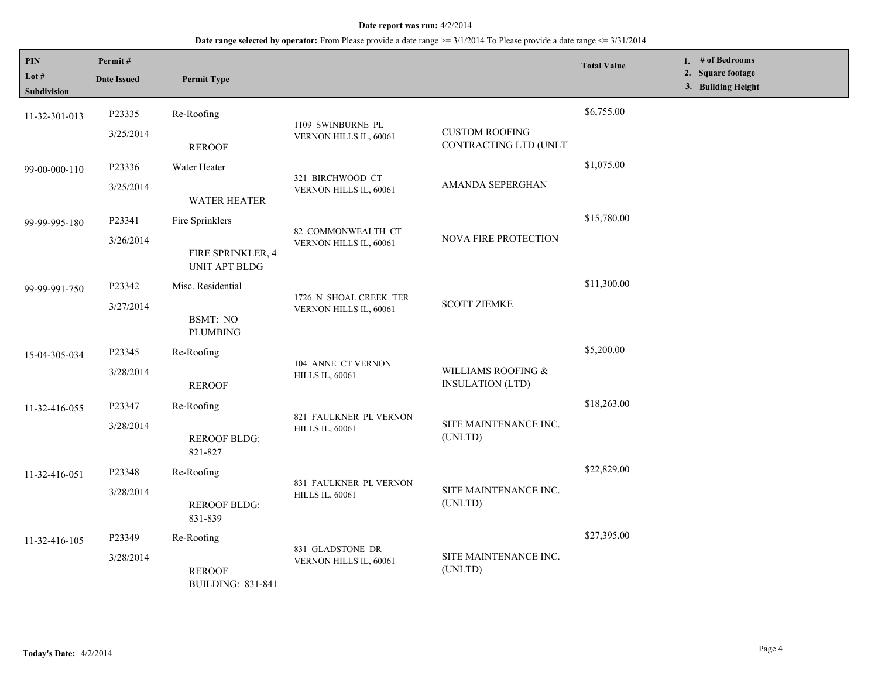**Date report was run:** 4/2/2014

**Date range selected by operator:** From Please provide a date range >= 3/1/2014 To Please provide a date range <= 3/31/2014

| PIN<br>Lot #<br>Subdivision | Permit #<br>Date Issued | Permit Type | | | Total Value | 1. # of Bedrooms<br>2. Square footage<br>3. Building Height |
|---|---|---|---|---|---|---|
| 11-32-301-013 | P23335<br>3/25/2014 | Re-Roofing<br>REROOF | 1109 SWINBURNE PL VERNON HILLS IL, 60061 | CUSTOM ROOFING CONTRACTING LTD (UNLTI | $6,755.00 | |
| 99-00-000-110 | P23336<br>3/25/2014 | Water Heater<br>WATER HEATER | 321 BIRCHWOOD CT VERNON HILLS IL, 60061 | AMANDA SEPERGHAN | $1,075.00 | |
| 99-99-995-180 | P23341<br>3/26/2014 | Fire Sprinklers<br>FIRE SPRINKLER, 4 UNIT APT BLDG | 82 COMMONWEALTH CT VERNON HILLS IL, 60061 | NOVA FIRE PROTECTION | $15,780.00 | |
| 99-99-991-750 | P23342<br>3/27/2014 | Misc. Residential<br>BSMT: NO PLUMBING | 1726 N SHOAL CREEK TER VERNON HILLS IL, 60061 | SCOTT ZIEMKE | $11,300.00 | |
| 15-04-305-034 | P23345<br>3/28/2014 | Re-Roofing<br>REROOF | 104 ANNE CT VERNON HILLS IL, 60061 | WILLIAMS ROOFING & INSULATION (LTD) | $5,200.00 | |
| 11-32-416-055 | P23347<br>3/28/2014 | Re-Roofing<br>REROOF BLDG: 821-827 | 821 FAULKNER PL VERNON HILLS IL, 60061 | SITE MAINTENANCE INC. (UNLTD) | $18,263.00 | |
| 11-32-416-051 | P23348<br>3/28/2014 | Re-Roofing<br>REROOF BLDG: 831-839 | 831 FAULKNER PL VERNON HILLS IL, 60061 | SITE MAINTENANCE INC. (UNLTD) | $22,829.00 | |
| 11-32-416-105 | P23349<br>3/28/2014 | Re-Roofing<br>REROOF BUILDING: 831-841 | 831 GLADSTONE DR VERNON HILLS IL, 60061 | SITE MAINTENANCE INC. (UNLTD) | $27,395.00 | |

**Today's Date:** 4/2/2014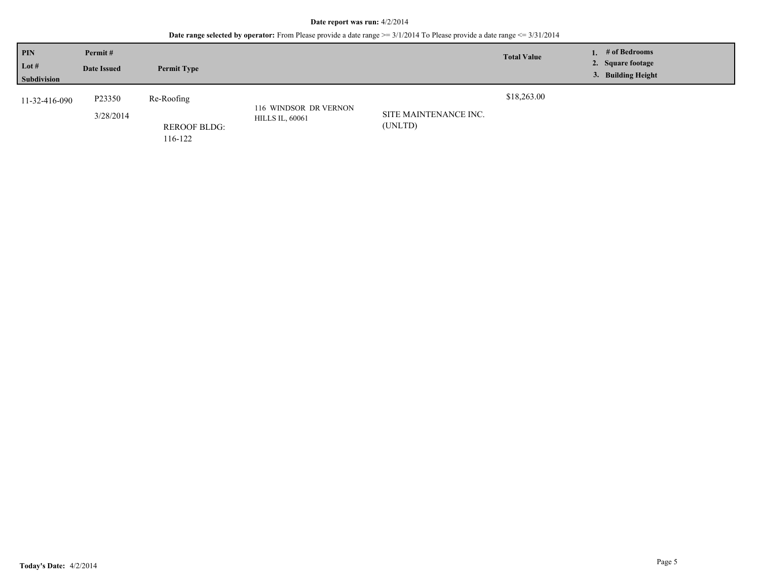**Date report was run:** 4/2/2014

**Date range selected by operator:** From Please provide a date range >= 3/1/2014 To Please provide a date range <= 3/31/2014

| PIN<br>Lot #<br>Subdivision | Permit #<br>Date Issued | Permit Type | | | Total Value | 1. # of Bedrooms<br>2. Square footage<br>3. Building Height |
|---|---|---|---|---|---|---|
| 11-32-416-090 | P23350<br>3/28/2014 | Re-Roofing<br>REROOF BLDG: 116-122 | 116 WINDSOR DR VERNON HILLS IL, 60061 | SITE MAINTENANCE INC. (UNLTD) | $18,263.00 | |

**Today's Date:** 4/2/2014